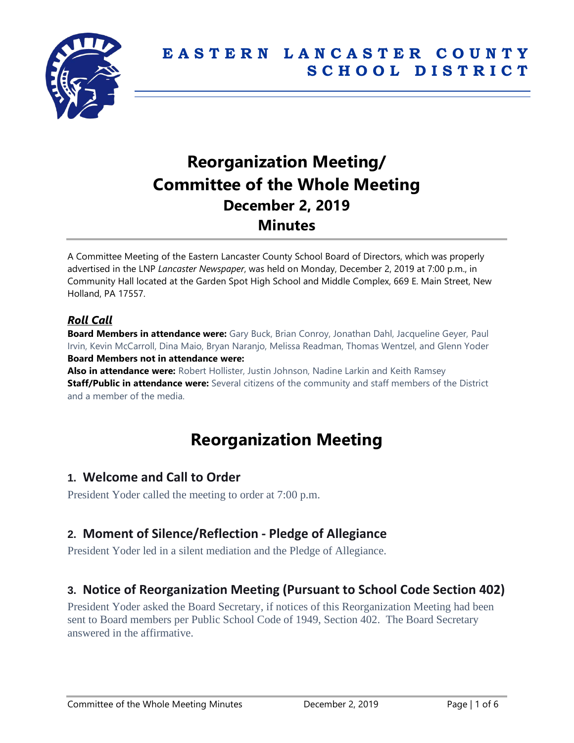# EASTERN LANCASTER COUNTY SCHOOL DISTRICT

# Reorganization Meeting/ Committee of the Whole Meeting
## December 2, 2019
## Minutes

A Committee Meeting of the Eastern Lancaster County School Board of Directors, which was properly advertised in the LNP *Lancaster Newspaper*, was held on Monday, December 2, 2019 at 7:00 p.m., in Community Hall located at the Garden Spot High School and Middle Complex, 669 E. Main Street, New Holland, PA 17557.

### *Roll Call*

**Board Members in attendance were:** Gary Buck, Brian Conroy, Jonathan Dahl, Jacqueline Geyer, Paul Irvin, Kevin McCarroll, Dina Maio, Bryan Naranjo, Melissa Readman, Thomas Wentzel, and Glenn Yoder
**Board Members not in attendance were:**
**Also in attendance were:** Robert Hollister, Justin Johnson, Nadine Larkin and Keith Ramsey
**Staff/Public in attendance were:** Several citizens of the community and staff members of the District and a member of the media.

# Reorganization Meeting

## 1. Welcome and Call to Order

President Yoder called the meeting to order at 7:00 p.m.

## 2. Moment of Silence/Reflection - Pledge of Allegiance

President Yoder led in a silent mediation and the Pledge of Allegiance.

## 3. Notice of Reorganization Meeting (Pursuant to School Code Section 402)

President Yoder asked the Board Secretary, if notices of this Reorganization Meeting had been sent to Board members per Public School Code of 1949, Section 402. The Board Secretary answered in the affirmative.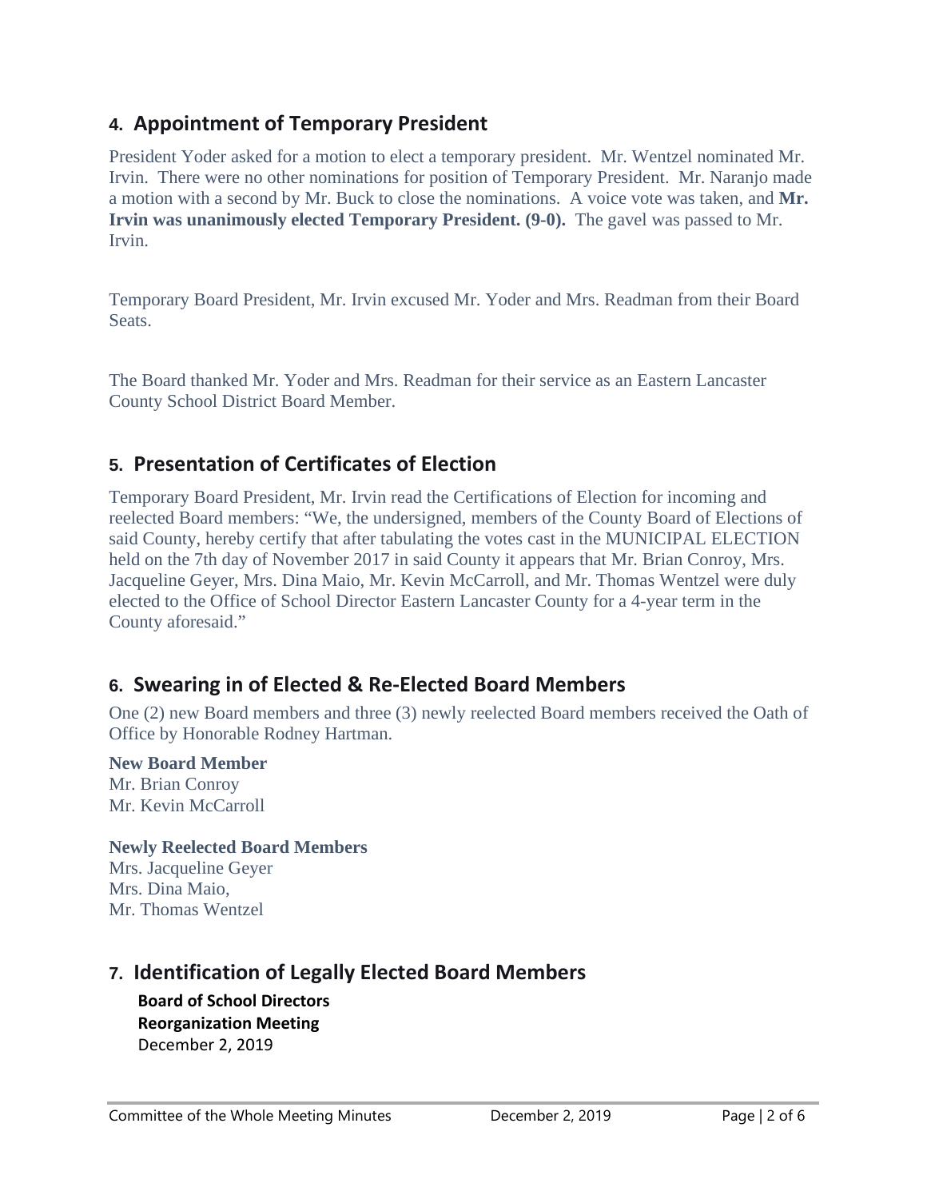## 4. Appointment of Temporary President

President Yoder asked for a motion to elect a temporary president. Mr. Wentzel nominated Mr. Irvin. There were no other nominations for position of Temporary President. Mr. Naranjo made a motion with a second by Mr. Buck to close the nominations. A voice vote was taken, and **Mr. Irvin was unanimously elected Temporary President. (9-0).** The gavel was passed to Mr. Irvin.

Temporary Board President, Mr. Irvin excused Mr. Yoder and Mrs. Readman from their Board Seats.

The Board thanked Mr. Yoder and Mrs. Readman for their service as an Eastern Lancaster County School District Board Member.

## 5. Presentation of Certificates of Election

Temporary Board President, Mr. Irvin read the Certifications of Election for incoming and reelected Board members: "We, the undersigned, members of the County Board of Elections of said County, hereby certify that after tabulating the votes cast in the MUNICIPAL ELECTION held on the 7th day of November 2017 in said County it appears that Mr. Brian Conroy, Mrs. Jacqueline Geyer, Mrs. Dina Maio, Mr. Kevin McCarroll, and Mr. Thomas Wentzel were duly elected to the Office of School Director Eastern Lancaster County for a 4-year term in the County aforesaid."

## 6. Swearing in of Elected & Re-Elected Board Members

One (2) new Board members and three (3) newly reelected Board members received the Oath of Office by Honorable Rodney Hartman.

**New Board Member**
Mr. Brian Conroy
Mr. Kevin McCarroll

**Newly Reelected Board Members**
Mrs. Jacqueline Geyer
Mrs. Dina Maio,
Mr. Thomas Wentzel

## 7. Identification of Legally Elected Board Members

**Board of School Directors**
**Reorganization Meeting**
December 2, 2019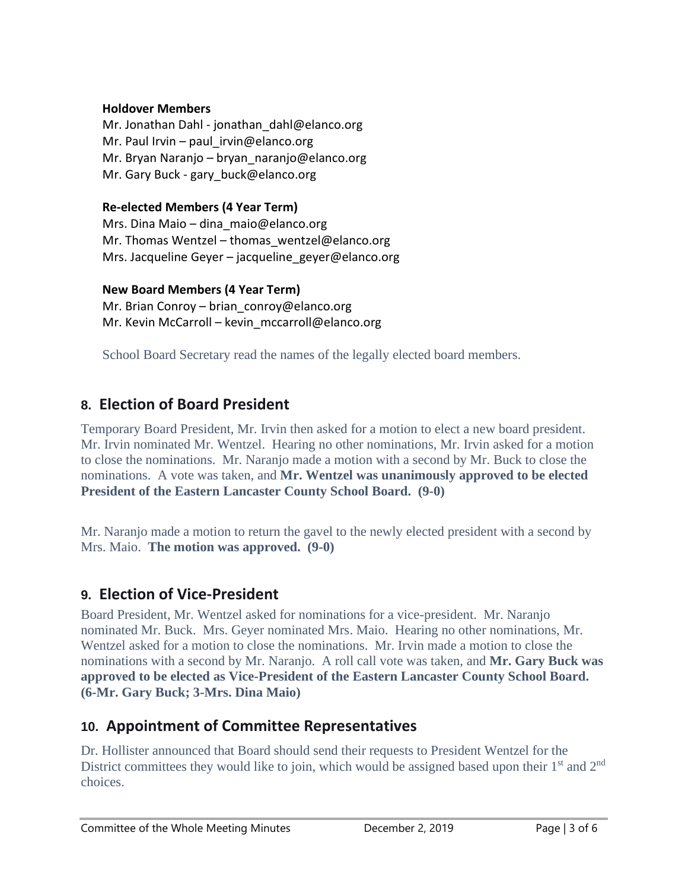**Holdover Members**

Mr. Jonathan Dahl - jonathan_dahl@elanco.org
Mr. Paul Irvin – paul_irvin@elanco.org
Mr. Bryan Naranjo – bryan_naranjo@elanco.org
Mr. Gary Buck - gary_buck@elanco.org

**Re-elected Members (4 Year Term)**

Mrs. Dina Maio – dina_maio@elanco.org
Mr. Thomas Wentzel – thomas_wentzel@elanco.org
Mrs. Jacqueline Geyer – jacqueline_geyer@elanco.org

**New Board Members (4 Year Term)**

Mr. Brian Conroy – brian_conroy@elanco.org
Mr. Kevin McCarroll – kevin_mccarroll@elanco.org

School Board Secretary read the names of the legally elected board members.

## 8. Election of Board President

Temporary Board President, Mr. Irvin then asked for a motion to elect a new board president. Mr. Irvin nominated Mr. Wentzel. Hearing no other nominations, Mr. Irvin asked for a motion to close the nominations. Mr. Naranjo made a motion with a second by Mr. Buck to close the nominations. A vote was taken, and **Mr. Wentzel was unanimously approved to be elected President of the Eastern Lancaster County School Board. (9-0)**

Mr. Naranjo made a motion to return the gavel to the newly elected president with a second by Mrs. Maio. **The motion was approved. (9-0)**

## 9. Election of Vice-President

Board President, Mr. Wentzel asked for nominations for a vice-president. Mr. Naranjo nominated Mr. Buck. Mrs. Geyer nominated Mrs. Maio. Hearing no other nominations, Mr. Wentzel asked for a motion to close the nominations. Mr. Irvin made a motion to close the nominations with a second by Mr. Naranjo. A roll call vote was taken, and **Mr. Gary Buck was approved to be elected as Vice-President of the Eastern Lancaster County School Board. (6-Mr. Gary Buck; 3-Mrs. Dina Maio)**

## 10. Appointment of Committee Representatives

Dr. Hollister announced that Board should send their requests to President Wentzel for the District committees they would like to join, which would be assigned based upon their 1st and 2nd choices.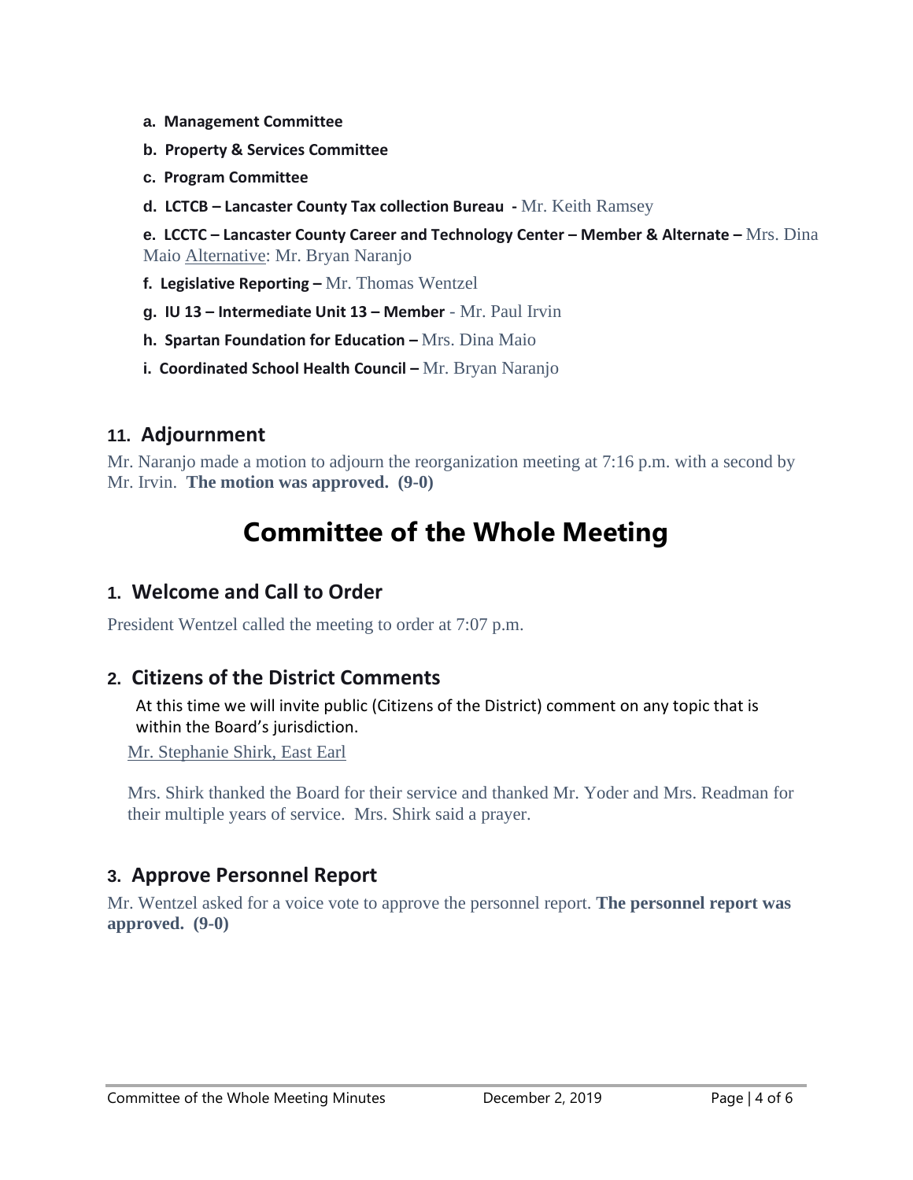- **a. Management Committee**
- **b. Property & Services Committee**
- **c. Program Committee**
- **d. LCTCB – Lancaster County Tax collection Bureau -** Mr. Keith Ramsey
- **e. LCCTC – Lancaster County Career and Technology Center – Member & Alternate –** Mrs. Dina Maio Alternative: Mr. Bryan Naranjo
- **f. Legislative Reporting –** Mr. Thomas Wentzel
- **g. IU 13 – Intermediate Unit 13 – Member** - Mr. Paul Irvin
- **h. Spartan Foundation for Education –** Mrs. Dina Maio
- **i. Coordinated School Health Council –** Mr. Bryan Naranjo

## 11. Adjournment

Mr. Naranjo made a motion to adjourn the reorganization meeting at 7:16 p.m. with a second by Mr. Irvin. **The motion was approved. (9-0)**

# Committee of the Whole Meeting

## 1. Welcome and Call to Order

President Wentzel called the meeting to order at 7:07 p.m.

## 2. Citizens of the District Comments

At this time we will invite public (Citizens of the District) comment on any topic that is within the Board's jurisdiction.

Mr. Stephanie Shirk, East Earl

Mrs. Shirk thanked the Board for their service and thanked Mr. Yoder and Mrs. Readman for their multiple years of service. Mrs. Shirk said a prayer.

## 3. Approve Personnel Report

Mr. Wentzel asked for a voice vote to approve the personnel report. **The personnel report was approved. (9-0)**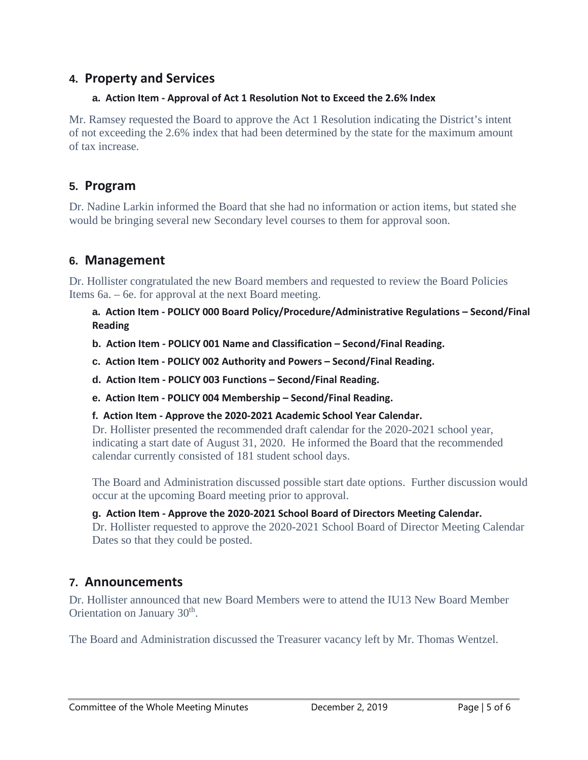## 4. Property and Services

### a. Action Item - Approval of Act 1 Resolution Not to Exceed the 2.6% Index

Mr. Ramsey requested the Board to approve the Act 1 Resolution indicating the District's intent of not exceeding the 2.6% index that had been determined by the state for the maximum amount of tax increase.

## 5. Program

Dr. Nadine Larkin informed the Board that she had no information or action items, but stated she would be bringing several new Secondary level courses to them for approval soon.

## 6. Management

Dr. Hollister congratulated the new Board members and requested to review the Board Policies Items 6a. – 6e. for approval at the next Board meeting.

**a. Action Item - POLICY 000 Board Policy/Procedure/Administrative Regulations – Second/Final Reading**

**b. Action Item - POLICY 001 Name and Classification – Second/Final Reading.**

**c. Action Item - POLICY 002 Authority and Powers – Second/Final Reading.**

**d. Action Item - POLICY 003 Functions – Second/Final Reading.**

**e. Action Item - POLICY 004 Membership – Second/Final Reading.**

**f. Action Item - Approve the 2020-2021 Academic School Year Calendar.**

Dr. Hollister presented the recommended draft calendar for the 2020-2021 school year, indicating a start date of August 31, 2020. He informed the Board that the recommended calendar currently consisted of 181 student school days.

The Board and Administration discussed possible start date options. Further discussion would occur at the upcoming Board meeting prior to approval.

**g. Action Item - Approve the 2020-2021 School Board of Directors Meeting Calendar.**

Dr. Hollister requested to approve the 2020-2021 School Board of Director Meeting Calendar Dates so that they could be posted.

## 7. Announcements

Dr. Hollister announced that new Board Members were to attend the IU13 New Board Member Orientation on January 30th.

The Board and Administration discussed the Treasurer vacancy left by Mr. Thomas Wentzel.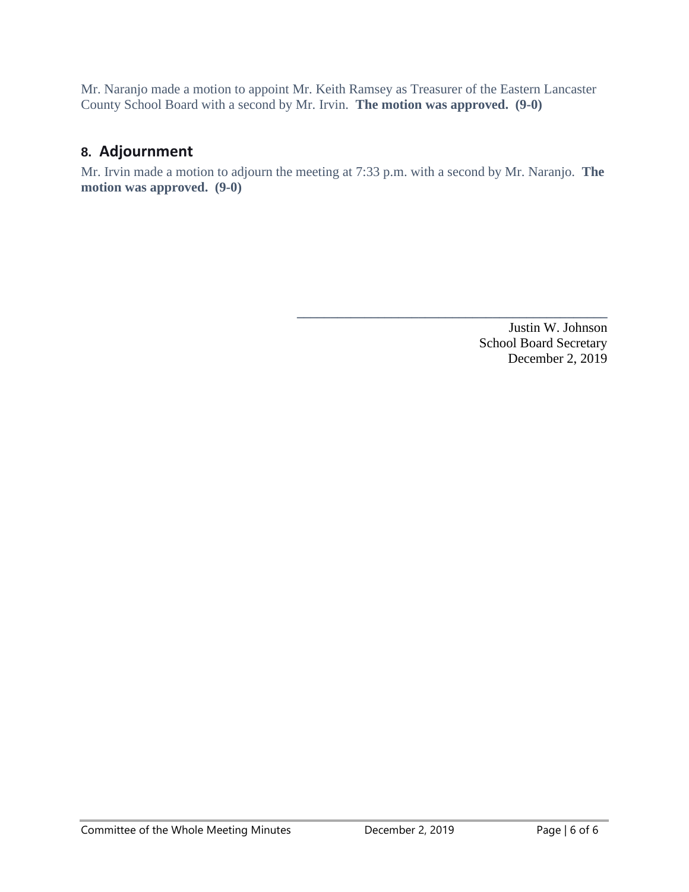Mr. Naranjo made a motion to appoint Mr. Keith Ramsey as Treasurer of the Eastern Lancaster County School Board with a second by Mr. Irvin. **The motion was approved. (9-0)**

## 8. Adjournment

Mr. Irvin made a motion to adjourn the meeting at 7:33 p.m. with a second by Mr. Naranjo. **The motion was approved. (9-0)**

\_\_\_\_\_\_\_\_\_\_\_\_\_\_\_\_\_\_\_\_\_\_\_\_\_\_\_\_\_\_\_\_\_\_\_\_\_\_\_\_

Justin W. Johnson
School Board Secretary
December 2, 2019